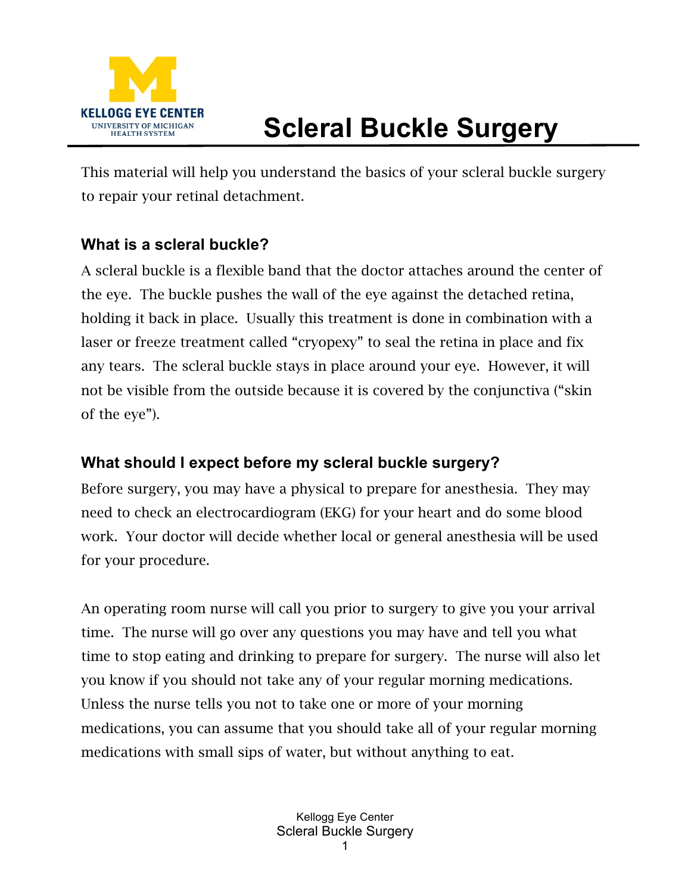KELLOGG EYE CENTER
UNIVERSITY OF MICHIGAN
HEALTH SYSTEM

# Scleral Buckle Surgery

This material will help you understand the basics of your scleral buckle surgery to repair your retinal detachment.

## What is a scleral buckle?

A scleral buckle is a flexible band that the doctor attaches around the center of the eye. The buckle pushes the wall of the eye against the detached retina, holding it back in place. Usually this treatment is done in combination with a laser or freeze treatment called "cryopexy" to seal the retina in place and fix any tears. The scleral buckle stays in place around your eye. However, it will not be visible from the outside because it is covered by the conjunctiva ("skin of the eye").

## What should I expect before my scleral buckle surgery?

Before surgery, you may have a physical to prepare for anesthesia. They may need to check an electrocardiogram (EKG) for your heart and do some blood work. Your doctor will decide whether local or general anesthesia will be used for your procedure.

An operating room nurse will call you prior to surgery to give you your arrival time. The nurse will go over any questions you may have and tell you what time to stop eating and drinking to prepare for surgery. The nurse will also let you know if you should not take any of your regular morning medications. Unless the nurse tells you not to take one or more of your morning medications, you can assume that you should take all of your regular morning medications with small sips of water, but without anything to eat.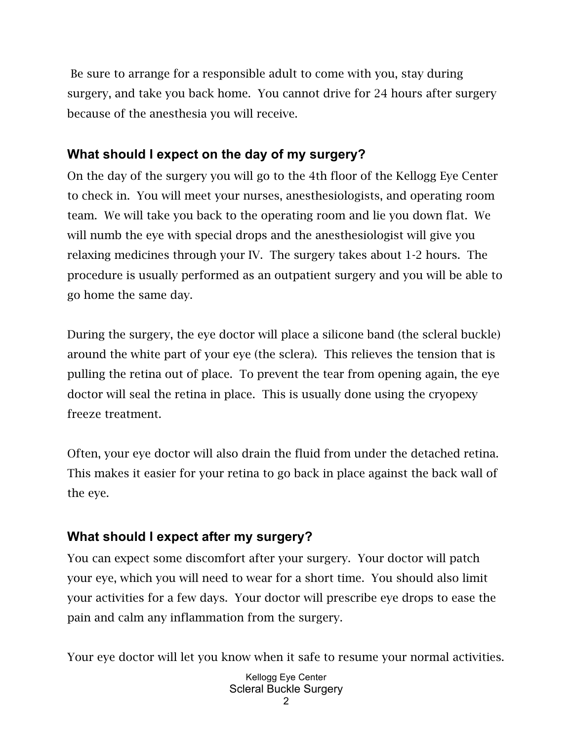Be sure to arrange for a responsible adult to come with you, stay during surgery, and take you back home. You cannot drive for 24 hours after surgery because of the anesthesia you will receive.

### What should I expect on the day of my surgery?

On the day of the surgery you will go to the 4th floor of the Kellogg Eye Center to check in. You will meet your nurses, anesthesiologists, and operating room team. We will take you back to the operating room and lie you down flat. We will numb the eye with special drops and the anesthesiologist will give you relaxing medicines through your IV. The surgery takes about 1-2 hours. The procedure is usually performed as an outpatient surgery and you will be able to go home the same day.

During the surgery, the eye doctor will place a silicone band (the scleral buckle) around the white part of your eye (the sclera). This relieves the tension that is pulling the retina out of place. To prevent the tear from opening again, the eye doctor will seal the retina in place. This is usually done using the cryopexy freeze treatment.

Often, your eye doctor will also drain the fluid from under the detached retina. This makes it easier for your retina to go back in place against the back wall of the eye.

### What should I expect after my surgery?

You can expect some discomfort after your surgery. Your doctor will patch your eye, which you will need to wear for a short time. You should also limit your activities for a few days. Your doctor will prescribe eye drops to ease the pain and calm any inflammation from the surgery.

Your eye doctor will let you know when it safe to resume your normal activities.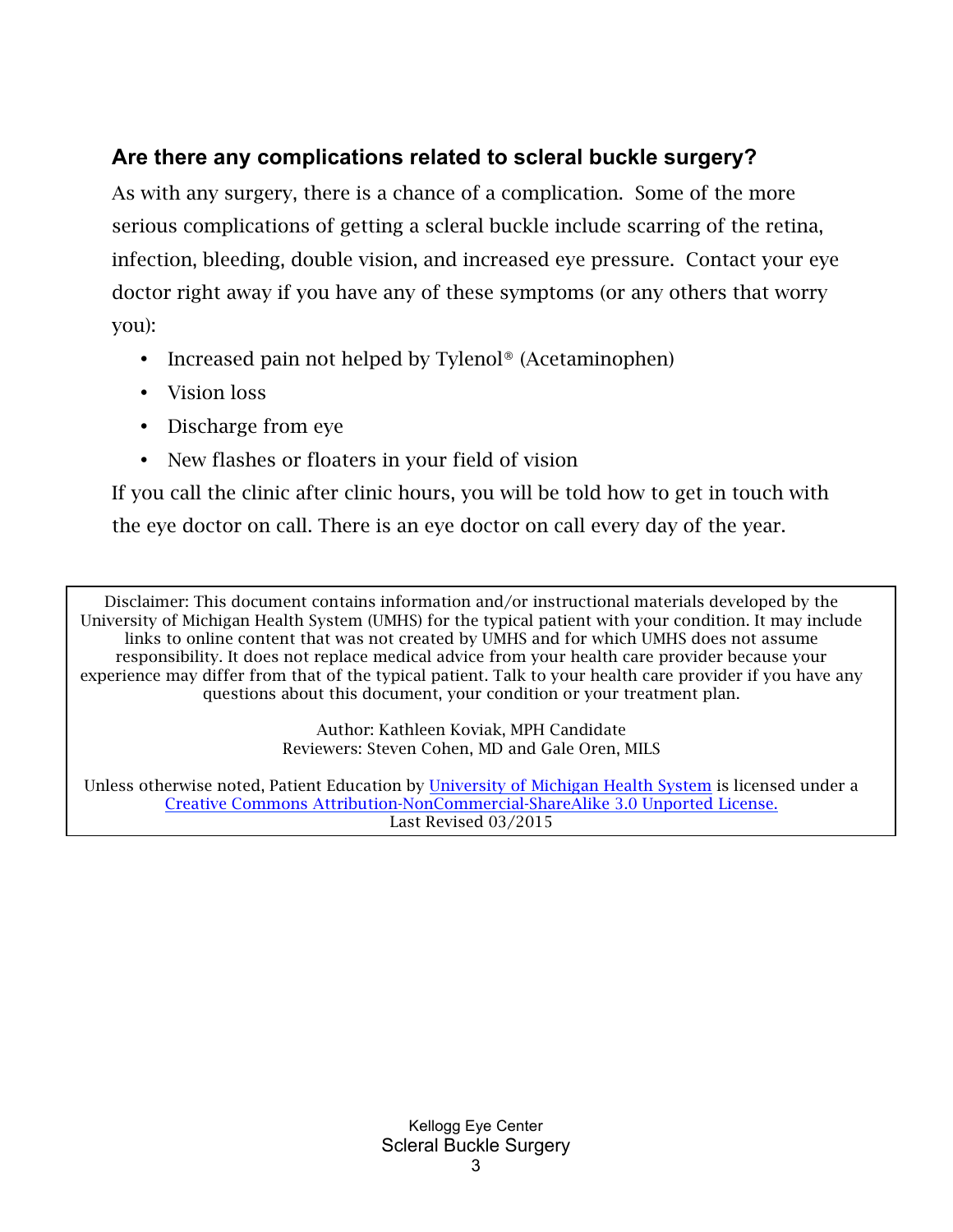### Are there any complications related to scleral buckle surgery?

As with any surgery, there is a chance of a complication. Some of the more serious complications of getting a scleral buckle include scarring of the retina, infection, bleeding, double vision, and increased eye pressure. Contact your eye doctor right away if you have any of these symptoms (or any others that worry you):

- Increased pain not helped by Tylenol® (Acetaminophen)
- Vision loss
- Discharge from eye
- New flashes or floaters in your field of vision

If you call the clinic after clinic hours, you will be told how to get in touch with the eye doctor on call. There is an eye doctor on call every day of the year.

Disclaimer: This document contains information and/or instructional materials developed by the University of Michigan Health System (UMHS) for the typical patient with your condition. It may include links to online content that was not created by UMHS and for which UMHS does not assume responsibility. It does not replace medical advice from your health care provider because your experience may differ from that of the typical patient. Talk to your health care provider if you have any questions about this document, your condition or your treatment plan.

Author: Kathleen Koviak, MPH Candidate
Reviewers: Steven Cohen, MD and Gale Oren, MILS

Unless otherwise noted, Patient Education by University of Michigan Health System is licensed under a Creative Commons Attribution-NonCommercial-ShareAlike 3.0 Unported License.
Last Revised 03/2015